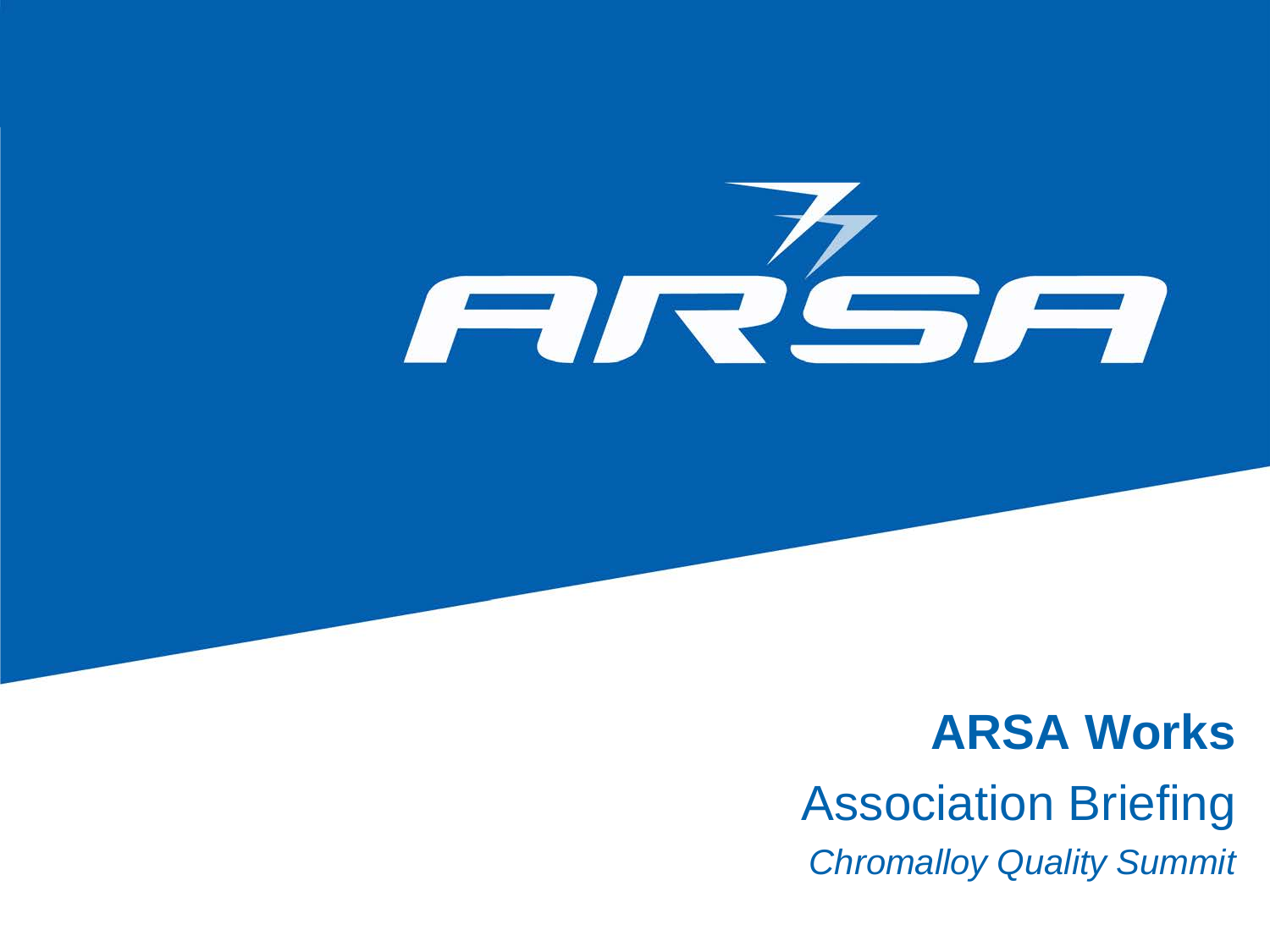# ARSA Works

## Association Briefing

*Chromalloy Quality Summit*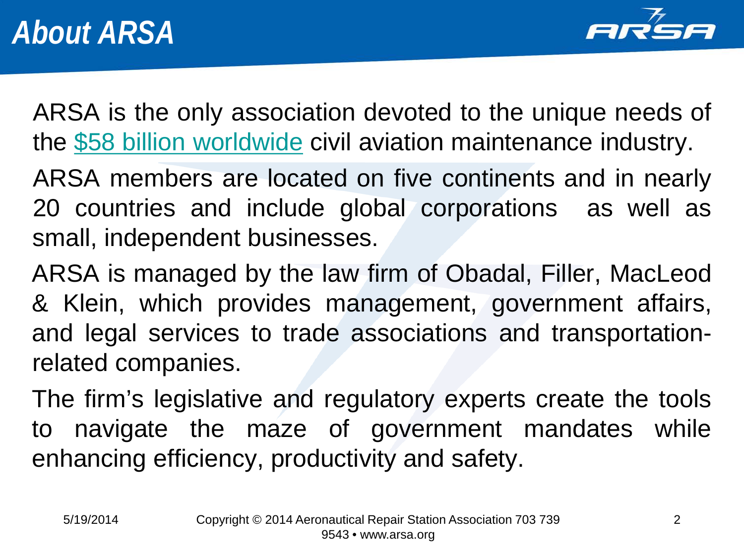# About ARSA

ARSA is the only association devoted to the unique needs of the $58 billion worldwide civil aviation maintenance industry.

ARSA members are located on five continents and in nearly 20 countries and include global corporations as well as small, independent businesses.

ARSA is managed by the law firm of Obadal, Filler, MacLeod & Klein, which provides management, government affairs, and legal services to trade associations and transportation-related companies.

The firm's legislative and regulatory experts create the tools to navigate the maze of government mandates while enhancing efficiency, productivity and safety.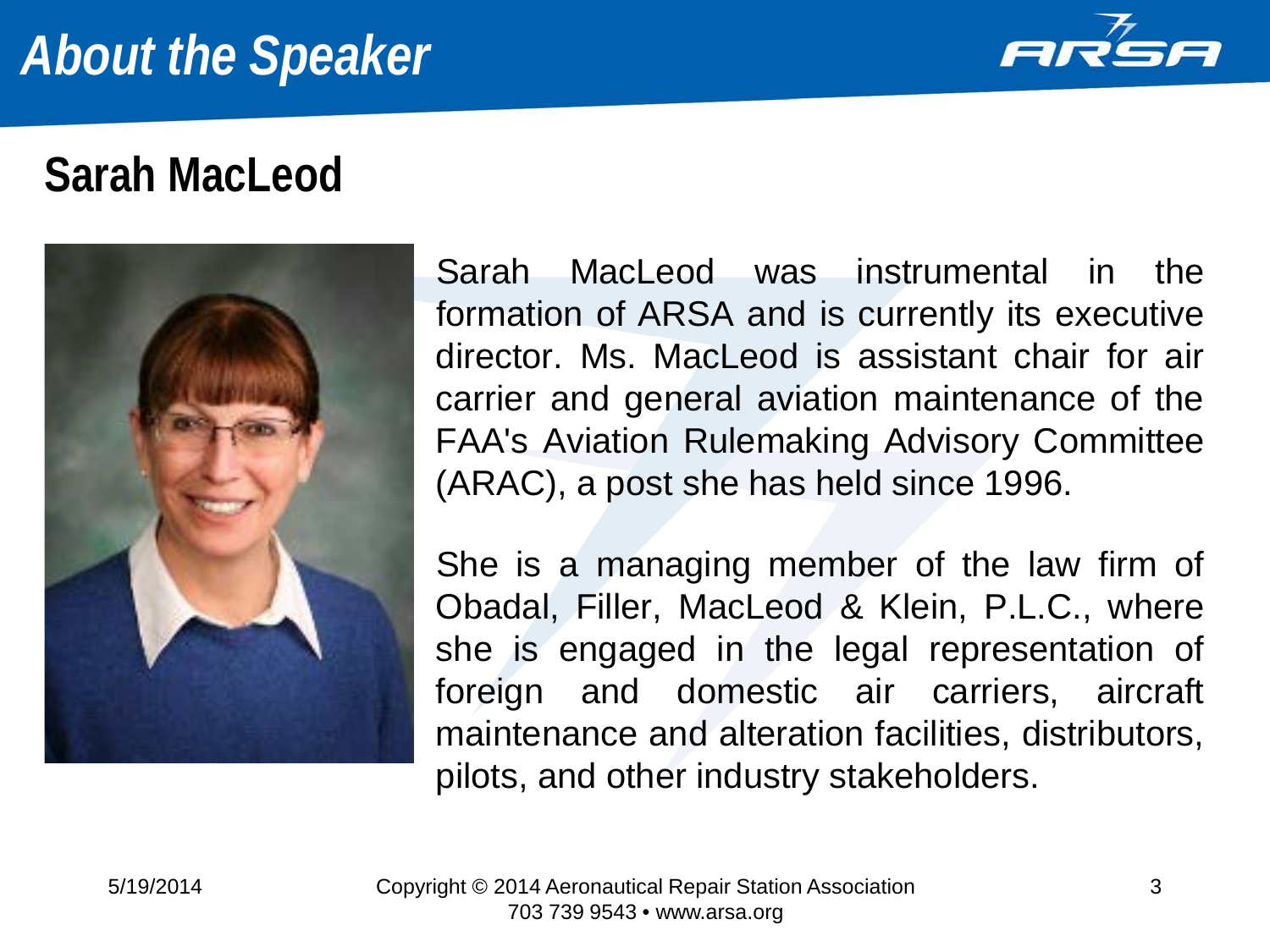# About the Speaker

## Sarah MacLeod

Sarah MacLeod was instrumental in the formation of ARSA and is currently its executive director. Ms. MacLeod is assistant chair for air carrier and general aviation maintenance of the FAA's Aviation Rulemaking Advisory Committee (ARAC), a post she has held since 1996.

She is a managing member of the law firm of Obadal, Filler, MacLeod & Klein, P.L.C., where she is engaged in the legal representation of foreign and domestic air carriers, aircraft maintenance and alteration facilities, distributors, pilots, and other industry stakeholders.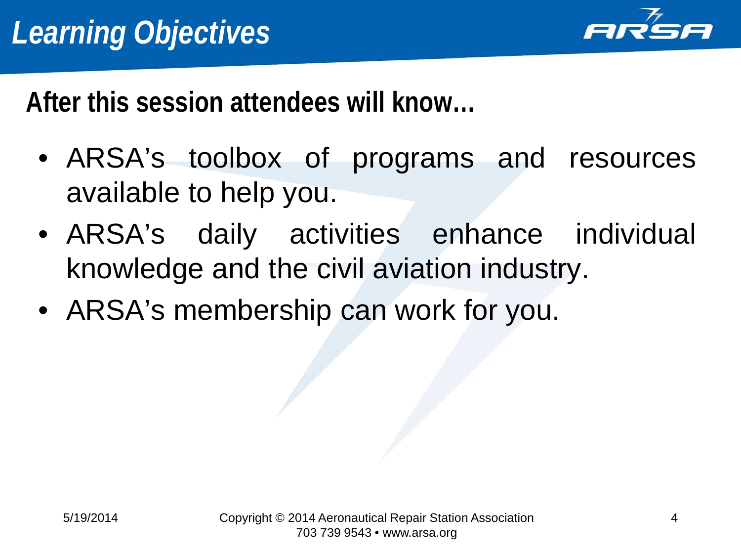# Learning Objectives

**After this session attendees will know…**

- ARSA's toolbox of programs and resources available to help you.
- ARSA's daily activities enhance individual knowledge and the civil aviation industry.
- ARSA's membership can work for you.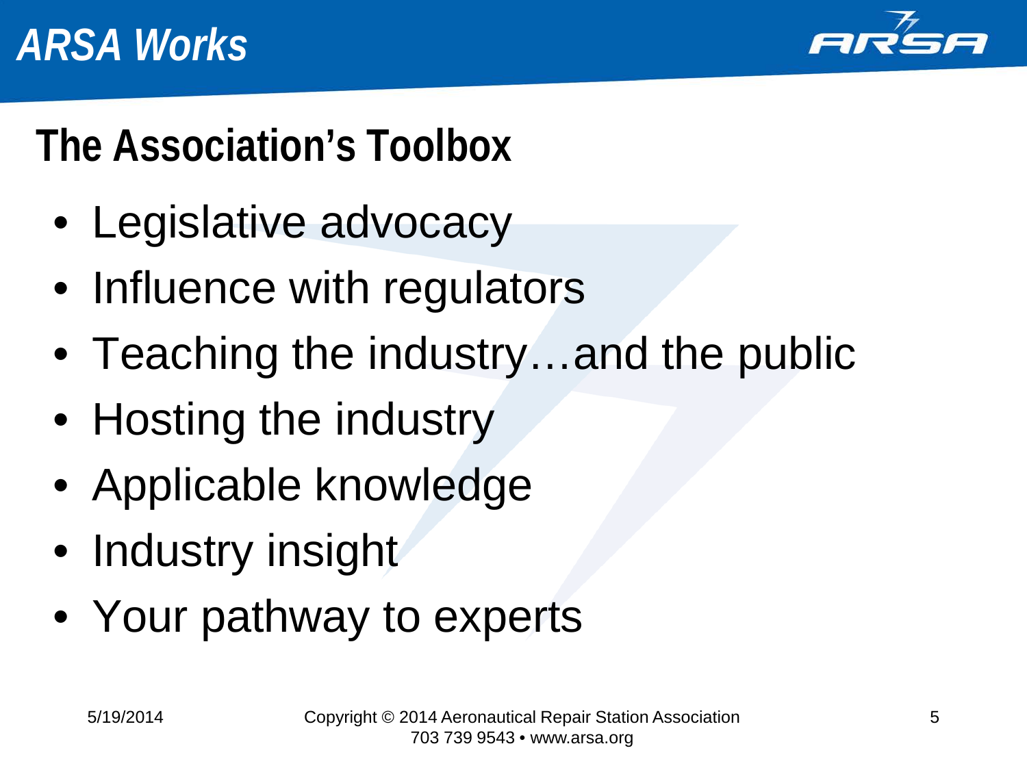# ARSA Works

## The Association's Toolbox

- Legislative advocacy
- Influence with regulators
- Teaching the industry…and the public
- Hosting the industry
- Applicable knowledge
- Industry insight
- Your pathway to experts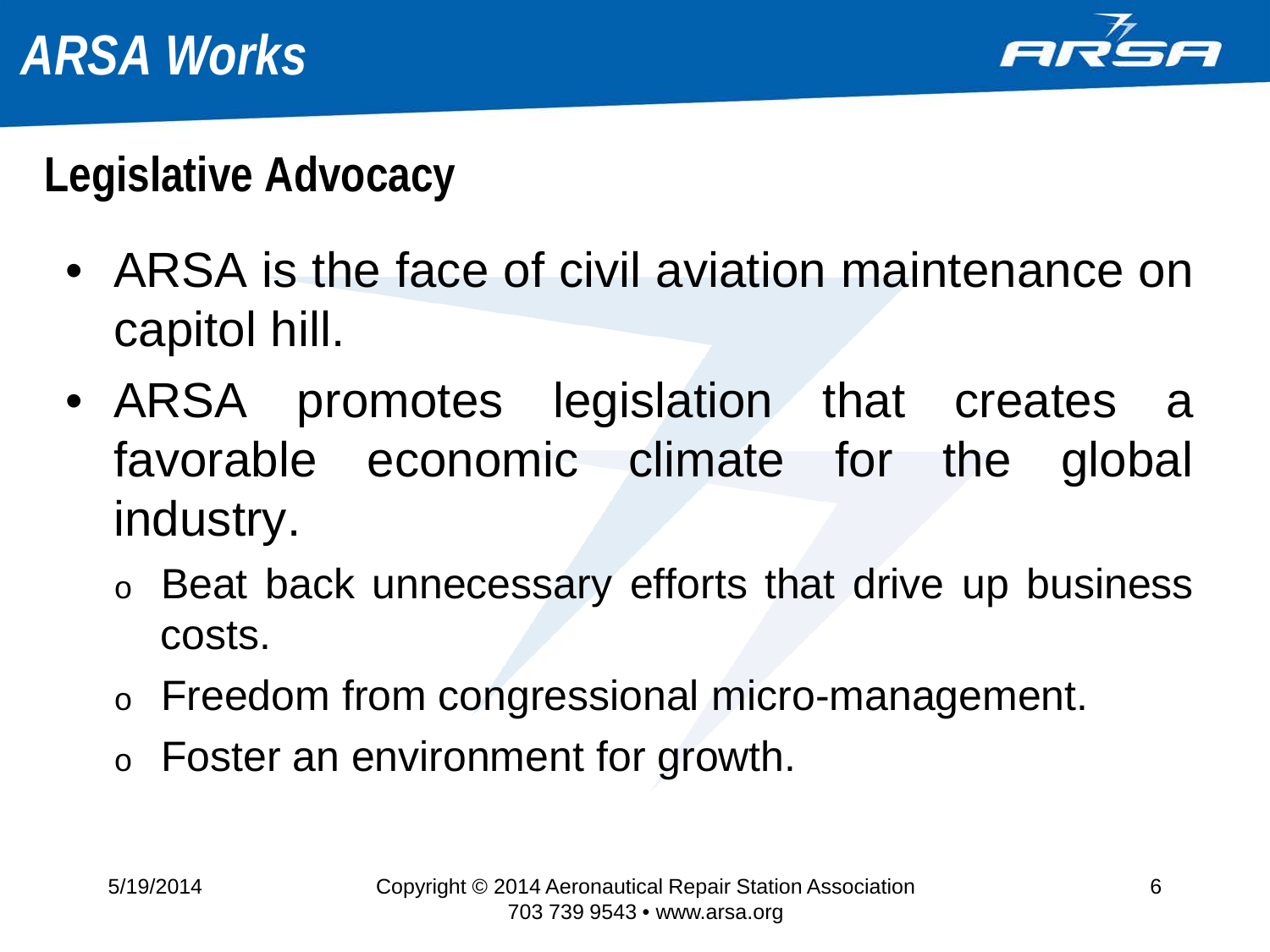# ARSA Works

## Legislative Advocacy

- ARSA is the face of civil aviation maintenance on capitol hill.
- ARSA promotes legislation that creates a favorable economic climate for the global industry.
  - Beat back unnecessary efforts that drive up business costs.
  - Freedom from congressional micro-management.
  - Foster an environment for growth.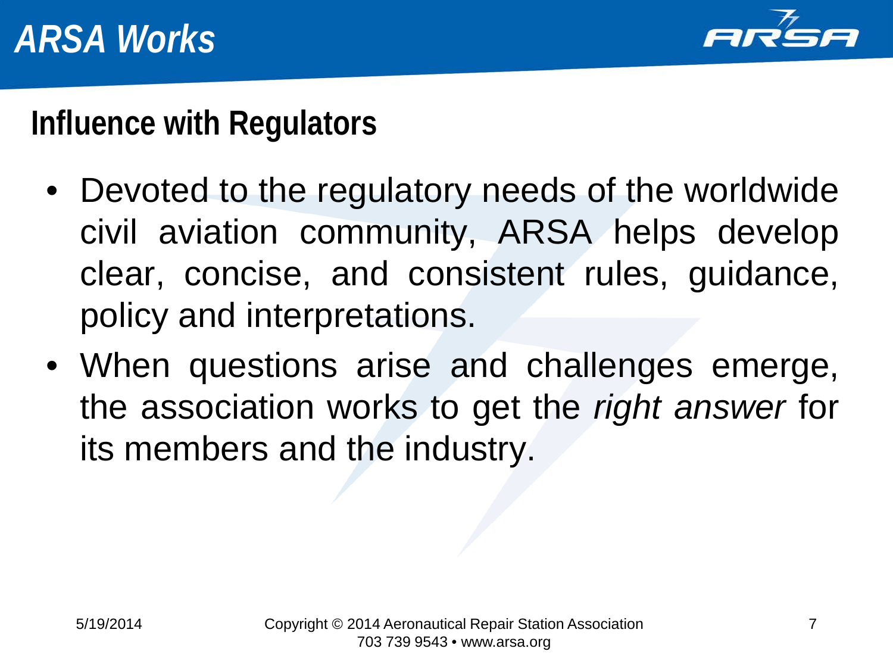# ARSA Works

## Influence with Regulators

- Devoted to the regulatory needs of the worldwide civil aviation community, ARSA helps develop clear, concise, and consistent rules, guidance, policy and interpretations.
- When questions arise and challenges emerge, the association works to get the *right answer* for its members and the industry.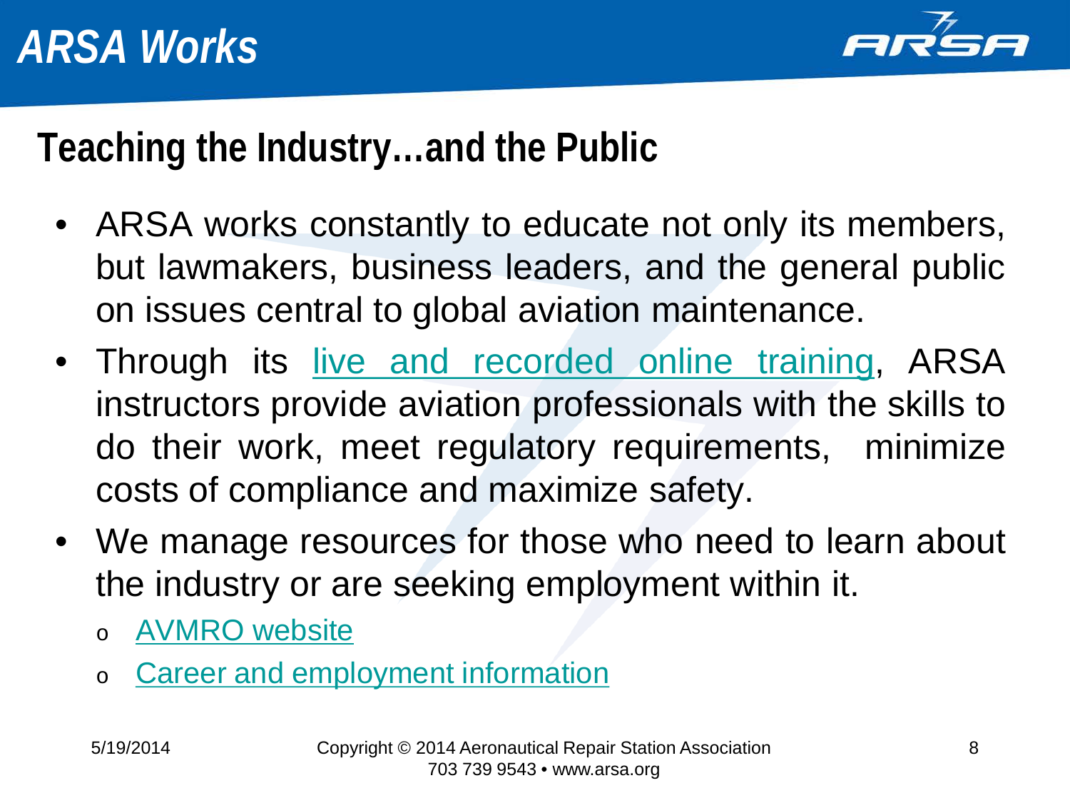# ARSA Works

## Teaching the Industry…and the Public

- ARSA works constantly to educate not only its members, but lawmakers, business leaders, and the general public on issues central to global aviation maintenance.
- Through its live and recorded online training, ARSA instructors provide aviation professionals with the skills to do their work, meet regulatory requirements, minimize costs of compliance and maximize safety.
- We manage resources for those who need to learn about the industry or are seeking employment within it.
  - AVMRO website
  - Career and employment information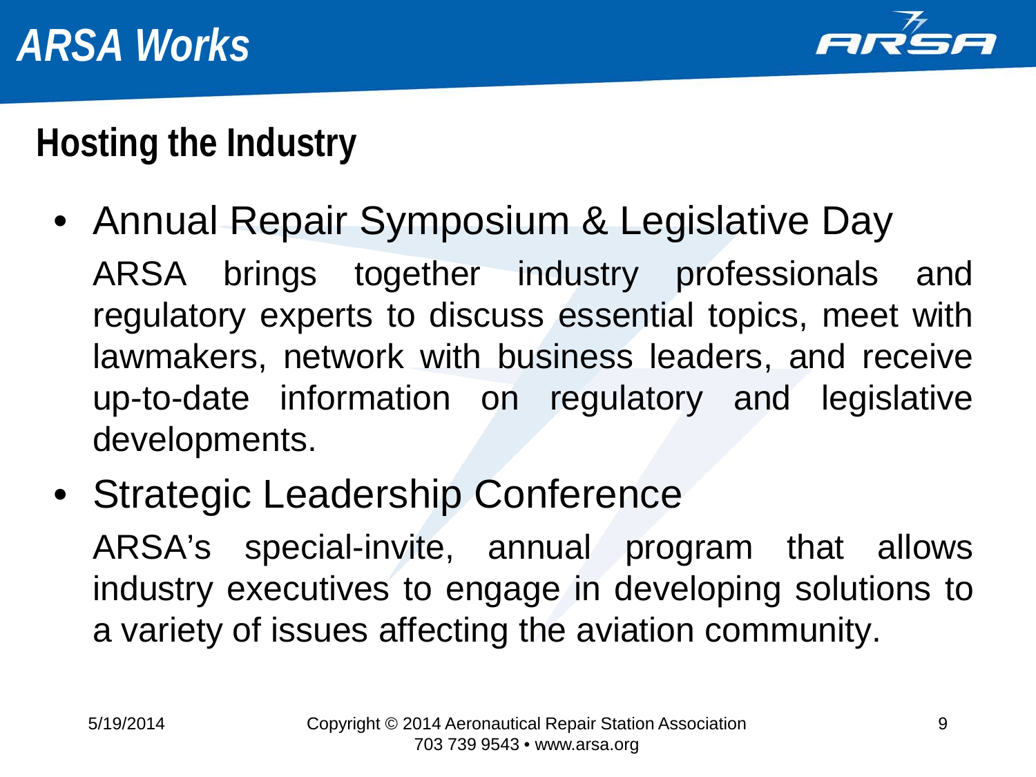# ARSA Works

## Hosting the Industry

- Annual Repair Symposium & Legislative Day

  ARSA brings together industry professionals and regulatory experts to discuss essential topics, meet with lawmakers, network with business leaders, and receive up-to-date information on regulatory and legislative developments.

- Strategic Leadership Conference

  ARSA's special-invite, annual program that allows industry executives to engage in developing solutions to a variety of issues affecting the aviation community.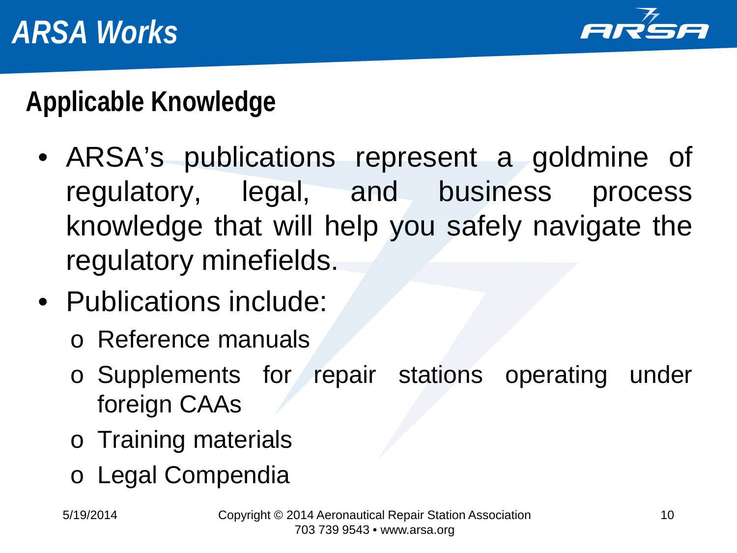# ARSA Works

## Applicable Knowledge

- ARSA's publications represent a goldmine of regulatory, legal, and business process knowledge that will help you safely navigate the regulatory minefields.
- Publications include:
  - Reference manuals
  - Supplements for repair stations operating under foreign CAAs
  - Training materials
  - Legal Compendia

5/19/2014

Copyright © 2014 Aeronautical Repair Station Association
703 739 9543 • www.arsa.org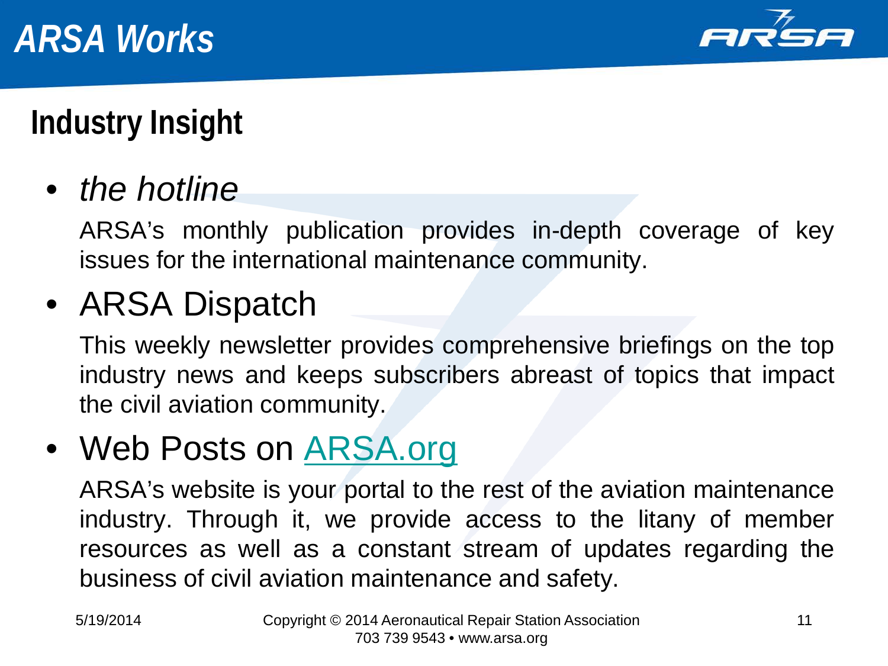# ARSA Works

## Industry Insight

- *the hotline*

  ARSA's monthly publication provides in-depth coverage of key issues for the international maintenance community.

- ARSA Dispatch

  This weekly newsletter provides comprehensive briefings on the top industry news and keeps subscribers abreast of topics that impact the civil aviation community.

- Web Posts on ARSA.org

  ARSA's website is your portal to the rest of the aviation maintenance industry. Through it, we provide access to the litany of member resources as well as a constant stream of updates regarding the business of civil aviation maintenance and safety.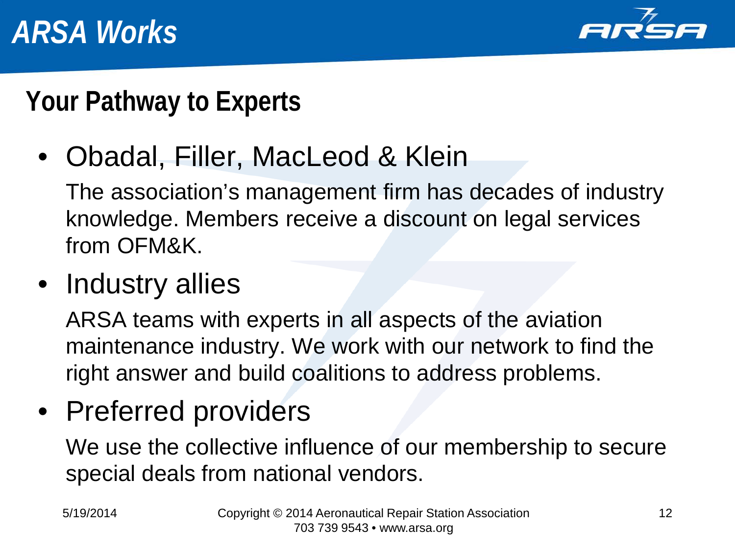# ARSA Works

## Your Pathway to Experts

- Obadal, Filler, MacLeod & Klein

  The association's management firm has decades of industry knowledge. Members receive a discount on legal services from OFM&K.

- Industry allies

  ARSA teams with experts in all aspects of the aviation maintenance industry. We work with our network to find the right answer and build coalitions to address problems.

- Preferred providers

  We use the collective influence of our membership to secure special deals from national vendors.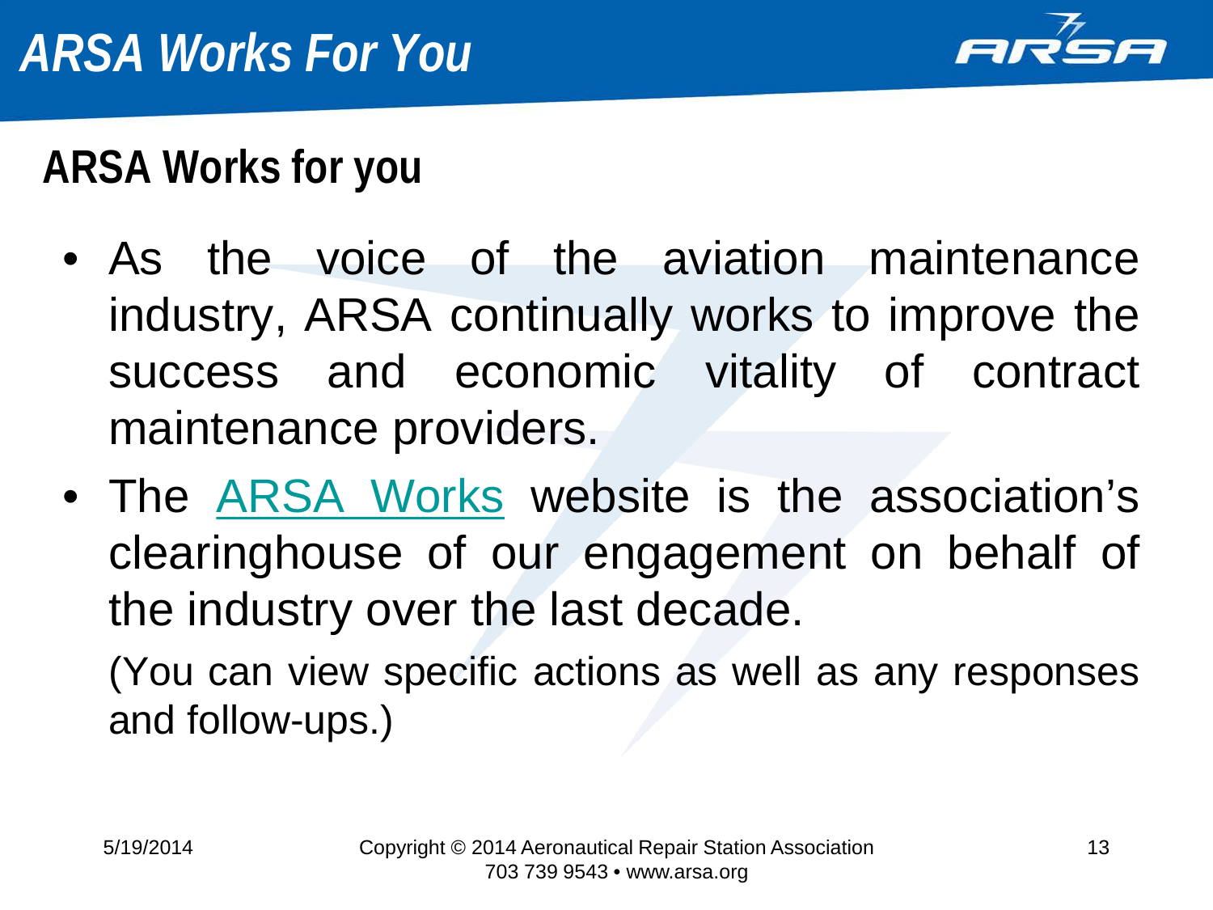# ARSA Works For You

## ARSA Works for you

- As the voice of the aviation maintenance industry, ARSA continually works to improve the success and economic vitality of contract maintenance providers.
- The ARSA Works website is the association's clearinghouse of our engagement on behalf of the industry over the last decade.

  (You can view specific actions as well as any responses and follow-ups.)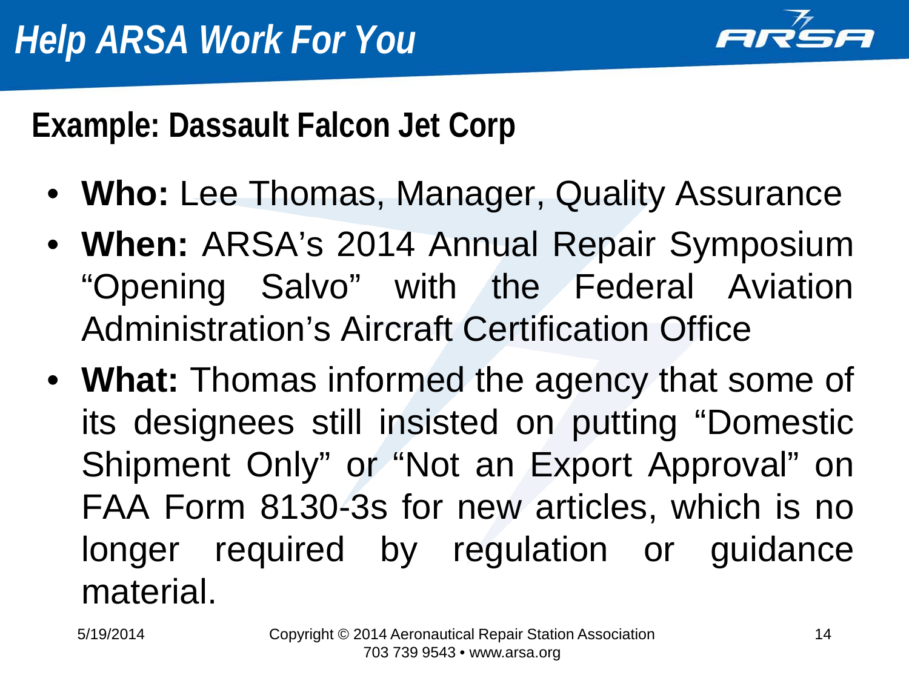# Help ARSA Work For You

## Example: Dassault Falcon Jet Corp

- **Who:** Lee Thomas, Manager, Quality Assurance
- **When:** ARSA's 2014 Annual Repair Symposium "Opening Salvo" with the Federal Aviation Administration's Aircraft Certification Office
- **What:** Thomas informed the agency that some of its designees still insisted on putting "Domestic Shipment Only" or "Not an Export Approval" on FAA Form 8130-3s for new articles, which is no longer required by regulation or guidance material.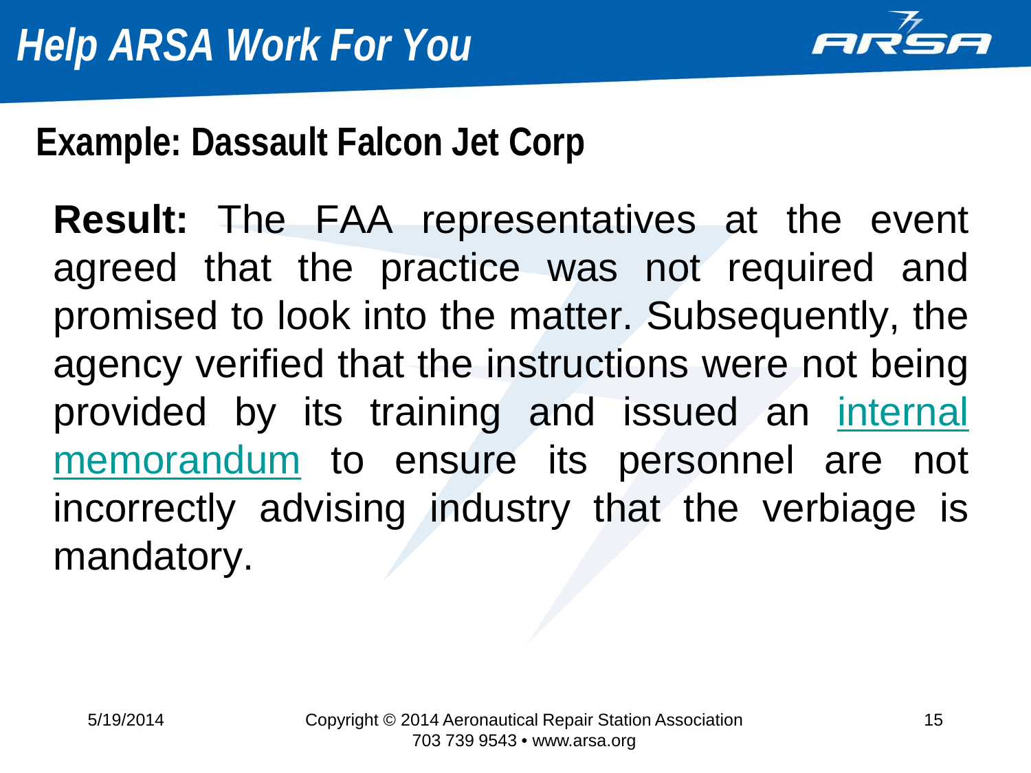# Help ARSA Work For You

## Example: Dassault Falcon Jet Corp

**Result:** The FAA representatives at the event agreed that the practice was not required and promised to look into the matter. Subsequently, the agency verified that the instructions were not being provided by its training and issued an internal memorandum to ensure its personnel are not incorrectly advising industry that the verbiage is mandatory.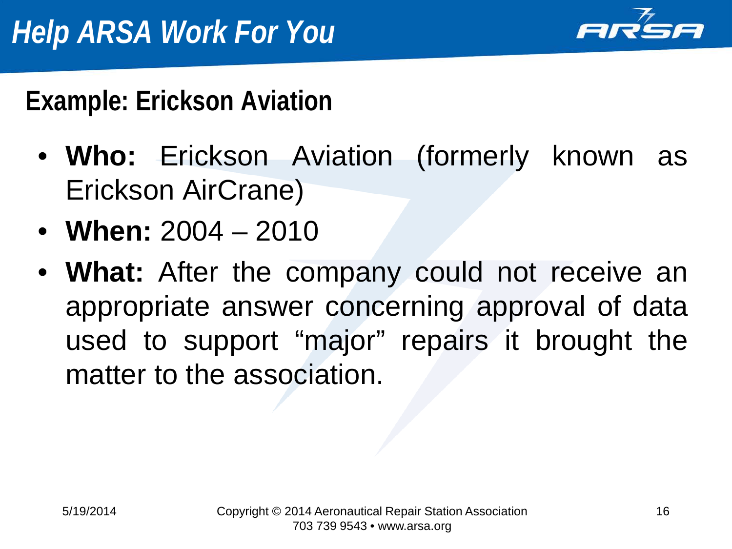# Help ARSA Work For You

## Example: Erickson Aviation

- **Who:** Erickson Aviation (formerly known as Erickson AirCrane)
- **When:** 2004 – 2010
- **What:** After the company could not receive an appropriate answer concerning approval of data used to support "major" repairs it brought the matter to the association.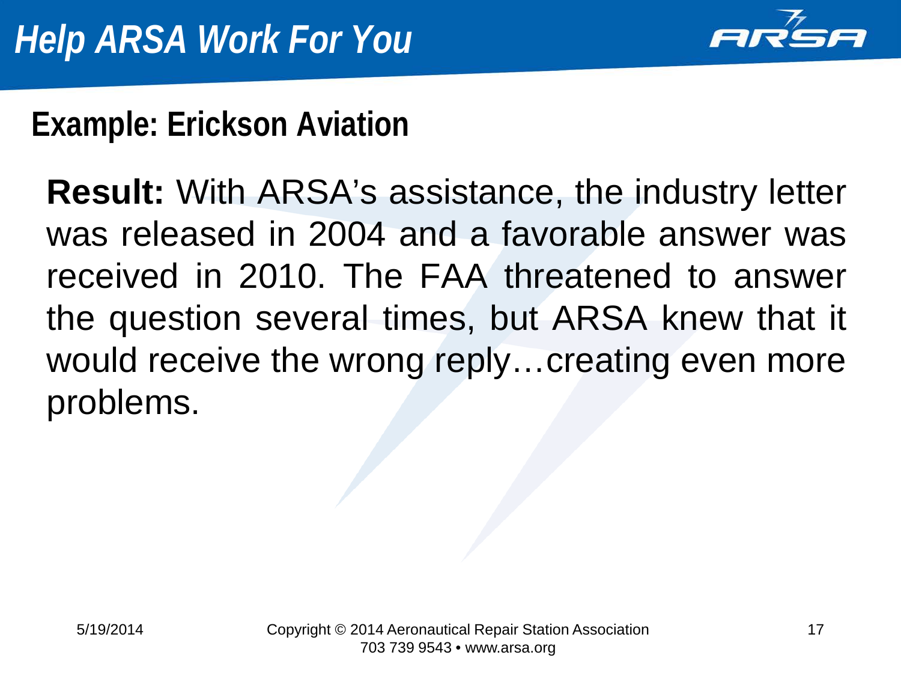# Help ARSA Work For You

## Example: Erickson Aviation

**Result:** With ARSA's assistance, the industry letter was released in 2004 and a favorable answer was received in 2010. The FAA threatened to answer the question several times, but ARSA knew that it would receive the wrong reply…creating even more problems.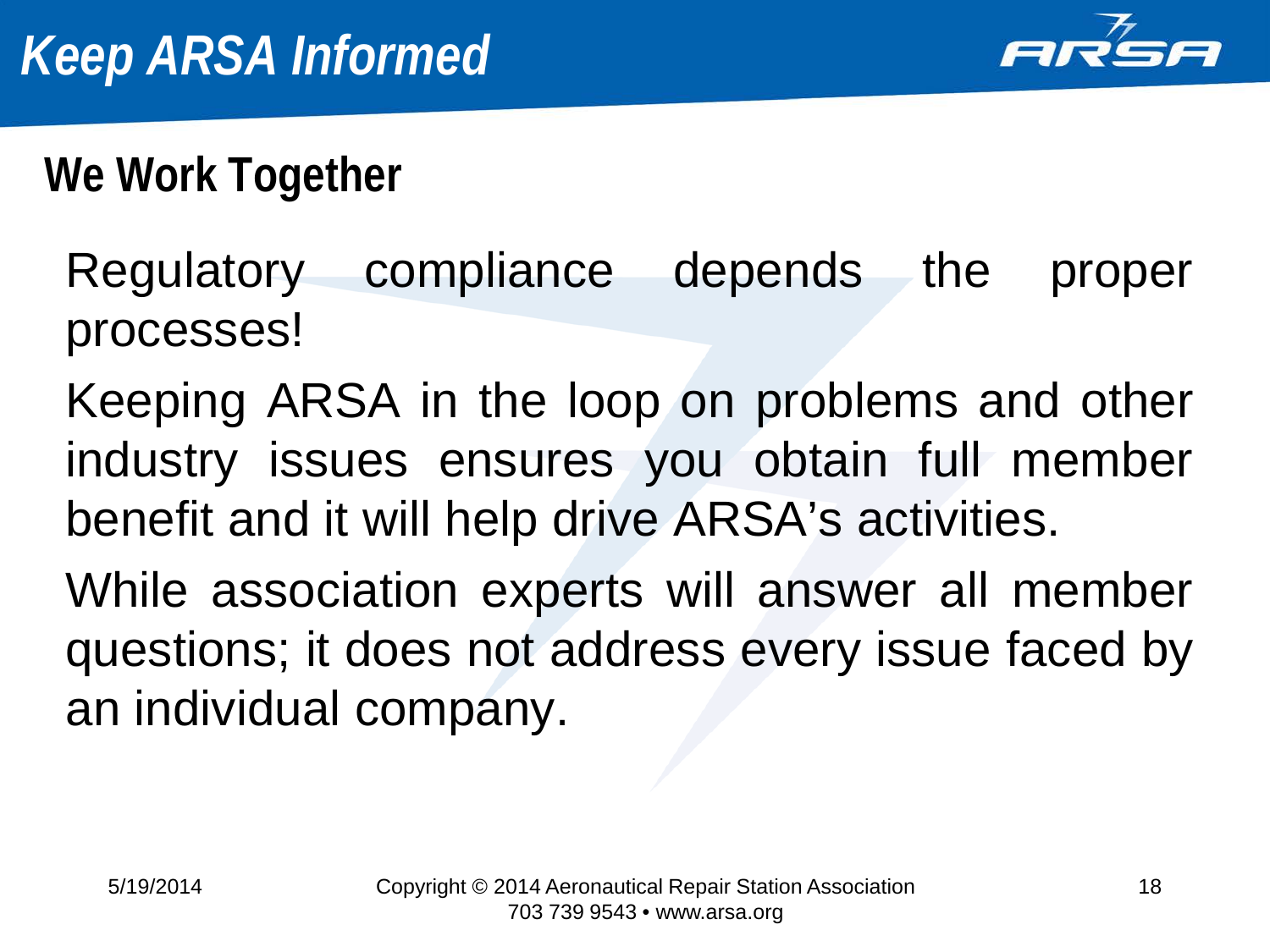# Keep ARSA Informed

## We Work Together

Regulatory compliance depends the proper processes!

Keeping ARSA in the loop on problems and other industry issues ensures you obtain full member benefit and it will help drive ARSA's activities.

While association experts will answer all member questions; it does not address every issue faced by an individual company.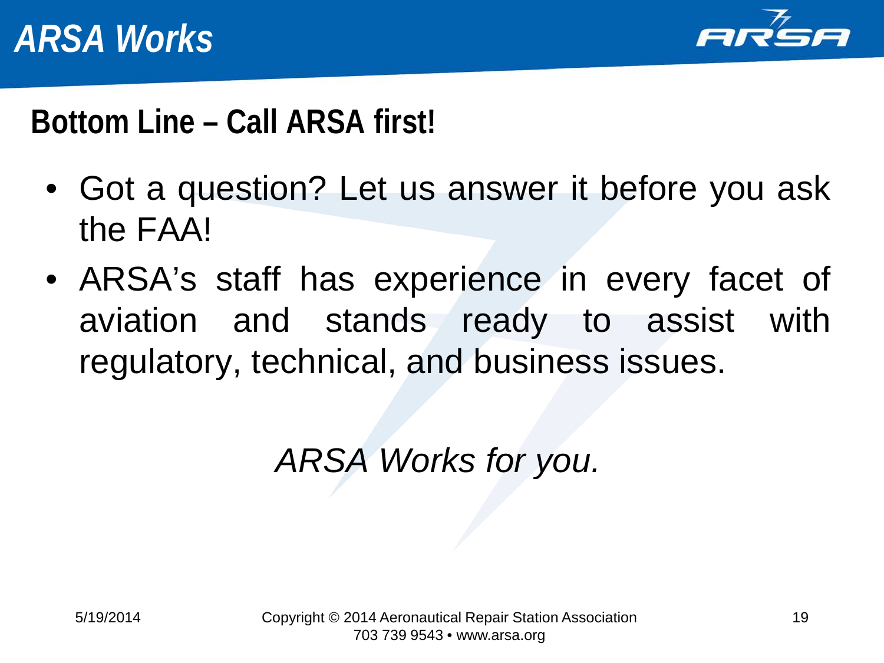# ARSA Works

## Bottom Line – Call ARSA first!

- Got a question? Let us answer it before you ask the FAA!
- ARSA's staff has experience in every facet of aviation and stands ready to assist with regulatory, technical, and business issues.

*ARSA Works for you.*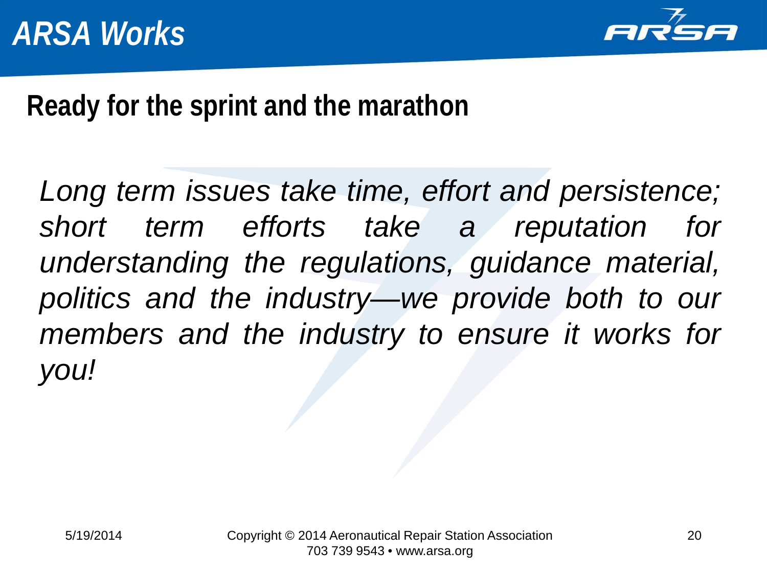# ARSA Works

## Ready for the sprint and the marathon

*Long term issues take time, effort and persistence; short term efforts take a reputation for understanding the regulations, guidance material, politics and the industry—we provide both to our members and the industry to ensure it works for you!*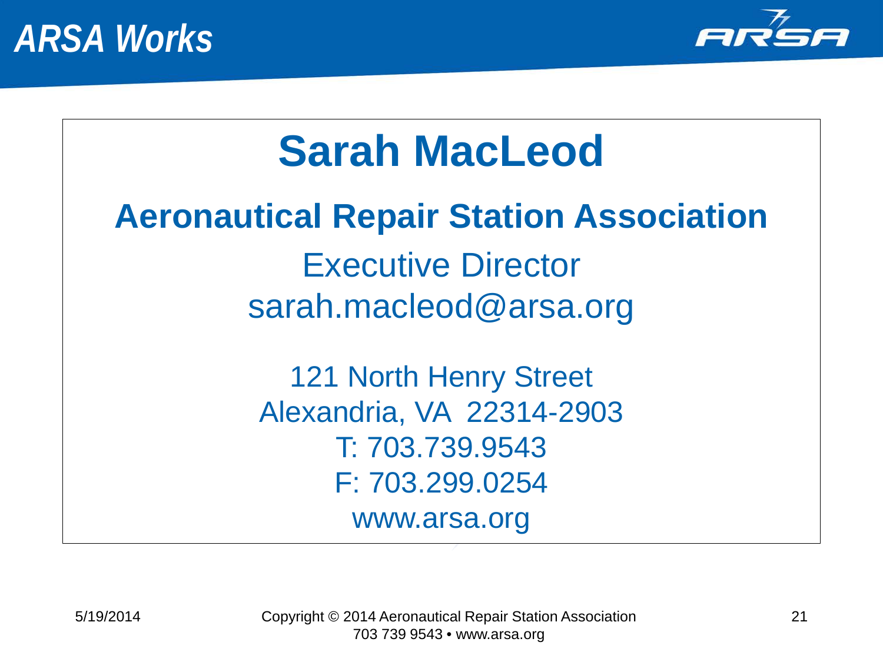# Sarah MacLeod

## Aeronautical Repair Station Association

Executive Director
sarah.macleod@arsa.org

121 North Henry Street
Alexandria, VA 22314-2903
T: 703.739.9543
F: 703.299.0254
www.arsa.org